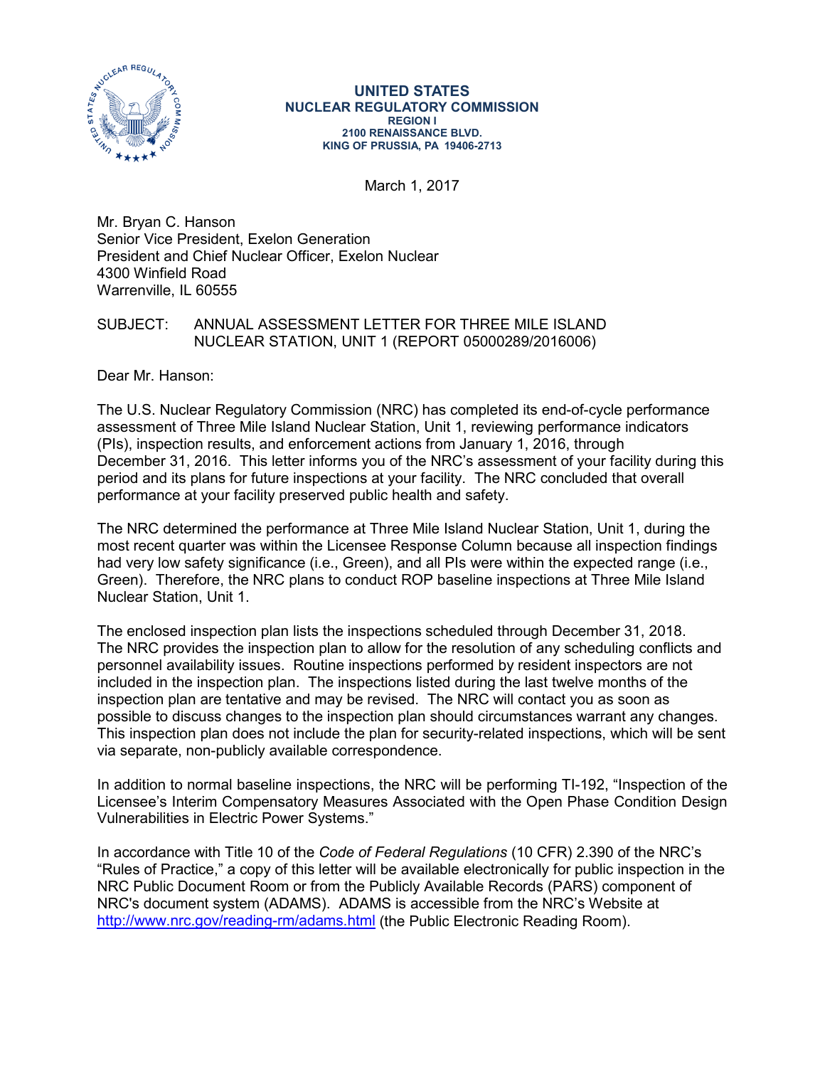**UNITED STATES**
**NUCLEAR REGULATORY COMMISSION**
**REGION I**
**2100 RENAISSANCE BLVD.**
**KING OF PRUSSIA, PA 19406-2713**

March 1, 2017

Mr. Bryan C. Hanson
Senior Vice President, Exelon Generation
President and Chief Nuclear Officer, Exelon Nuclear
4300 Winfield Road
Warrenville, IL 60555

SUBJECT: ANNUAL ASSESSMENT LETTER FOR THREE MILE ISLAND NUCLEAR STATION, UNIT 1 (REPORT 05000289/2016006)

Dear Mr. Hanson:

The U.S. Nuclear Regulatory Commission (NRC) has completed its end-of-cycle performance assessment of Three Mile Island Nuclear Station, Unit 1, reviewing performance indicators (PIs), inspection results, and enforcement actions from January 1, 2016, through December 31, 2016. This letter informs you of the NRC's assessment of your facility during this period and its plans for future inspections at your facility. The NRC concluded that overall performance at your facility preserved public health and safety.

The NRC determined the performance at Three Mile Island Nuclear Station, Unit 1, during the most recent quarter was within the Licensee Response Column because all inspection findings had very low safety significance (i.e., Green), and all PIs were within the expected range (i.e., Green). Therefore, the NRC plans to conduct ROP baseline inspections at Three Mile Island Nuclear Station, Unit 1.

The enclosed inspection plan lists the inspections scheduled through December 31, 2018. The NRC provides the inspection plan to allow for the resolution of any scheduling conflicts and personnel availability issues. Routine inspections performed by resident inspectors are not included in the inspection plan. The inspections listed during the last twelve months of the inspection plan are tentative and may be revised. The NRC will contact you as soon as possible to discuss changes to the inspection plan should circumstances warrant any changes. This inspection plan does not include the plan for security-related inspections, which will be sent via separate, non-publicly available correspondence.

In addition to normal baseline inspections, the NRC will be performing TI-192, "Inspection of the Licensee's Interim Compensatory Measures Associated with the Open Phase Condition Design Vulnerabilities in Electric Power Systems."

In accordance with Title 10 of the *Code of Federal Regulations* (10 CFR) 2.390 of the NRC's "Rules of Practice," a copy of this letter will be available electronically for public inspection in the NRC Public Document Room or from the Publicly Available Records (PARS) component of NRC's document system (ADAMS). ADAMS is accessible from the NRC's Website at http://www.nrc.gov/reading-rm/adams.html (the Public Electronic Reading Room).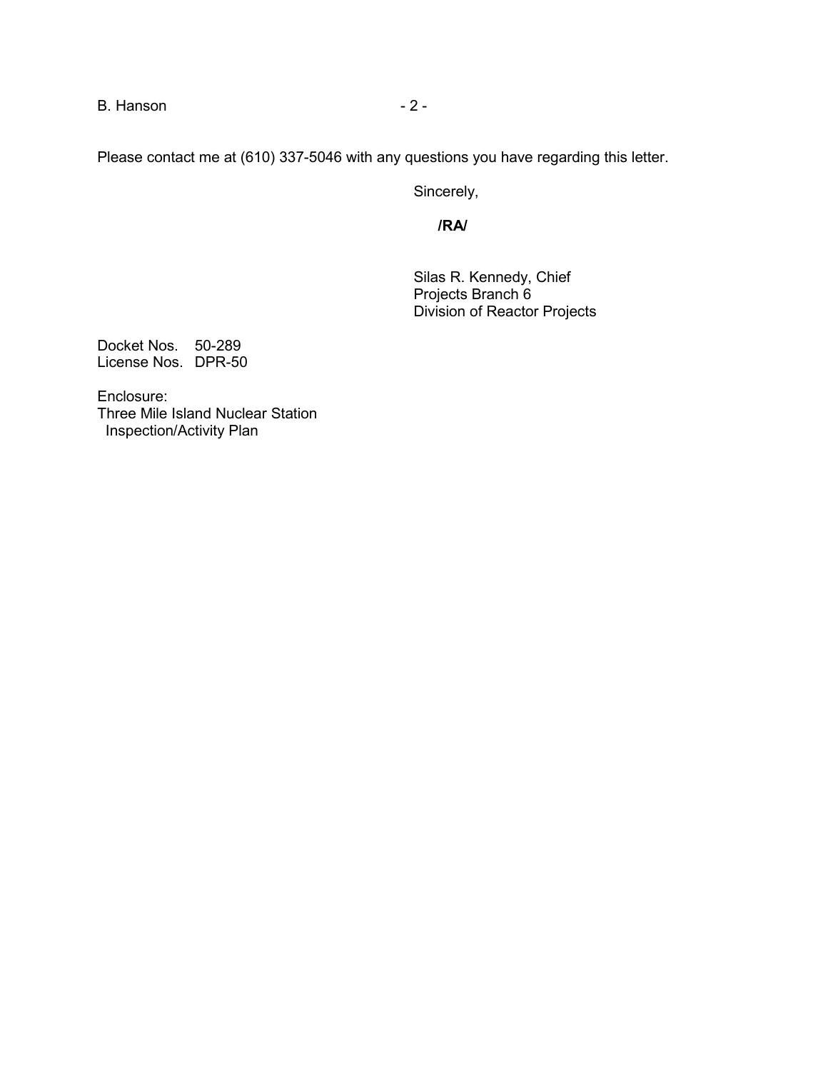Please contact me at (610) 337-5046 with any questions you have regarding this letter.

Sincerely,

**/RA/**

Silas R. Kennedy, Chief
Projects Branch 6
Division of Reactor Projects

Docket Nos. 50-289
License Nos. DPR-50

Enclosure:
Three Mile Island Nuclear Station
Inspection/Activity Plan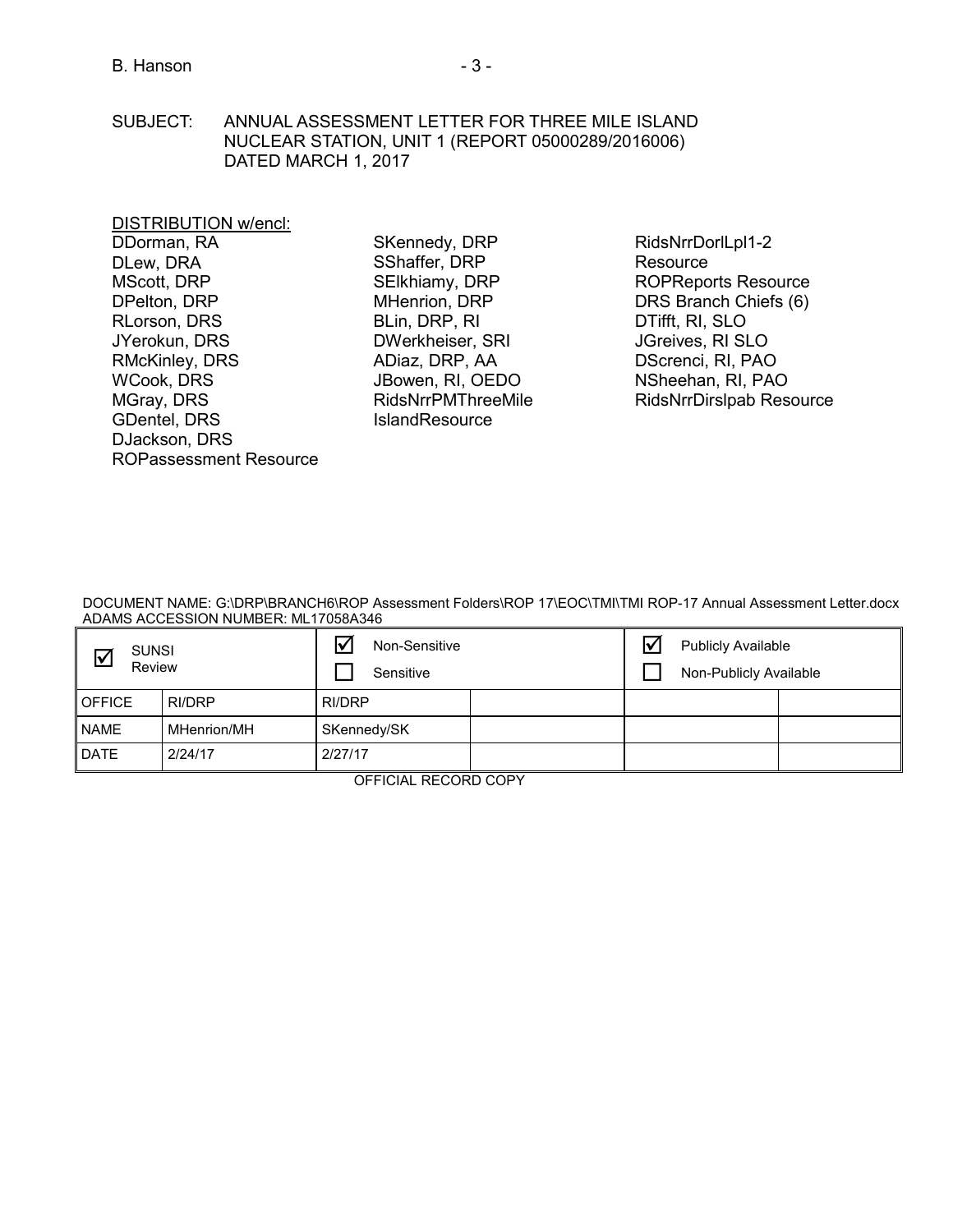SUBJECT: ANNUAL ASSESSMENT LETTER FOR THREE MILE ISLAND NUCLEAR STATION, UNIT 1 (REPORT 05000289/2016006) DATED MARCH 1, 2017

DISTRIBUTION w/encl:

DDorman, RA
DLew, DRA
MScott, DRP
DPelton, DRP
RLorson, DRS
JYerokun, DRS
RMcKinley, DRS
WCook, DRS
MGray, DRS
GDentel, DRS
DJackson, DRS
ROPassessment Resource
SKennedy, DRP
SShaffer, DRP
SElkhiamy, DRP
MHenrion, DRP
BLin, DRP, RI
DWerkheiser, SRI
ADiaz, DRP, AA
JBowen, RI, OEDO
RidsNrrPMThreeMile IslandResource
RidsNrrDorlLpl1-2 Resource
ROPReports Resource
DRS Branch Chiefs (6)
DTifft, RI, SLO
JGreives, RI SLO
DScrenci, RI, PAO
NSheehan, RI, PAO
RidsNrrDirslpab Resource

DOCUMENT NAME: G:\DRP\BRANCH6\ROP Assessment Folders\ROP 17\EOC\TMI\TMI ROP-17 Annual Assessment Letter.docx
ADAMS ACCESSION NUMBER: ML17058A346

| ☑ SUNSI Review | | ☑ Non-Sensitive ☐ Sensitive | | ☑ Publicly Available ☐ Non-Publicly Available | |
|---|---|---|---|---|---|
| OFFICE | RI/DRP | RI/DRP | | | |
| NAME | MHenrion/MH | SKennedy/SK | | | |
| DATE | 2/24/17 | 2/27/17 | | | |

OFFICIAL RECORD COPY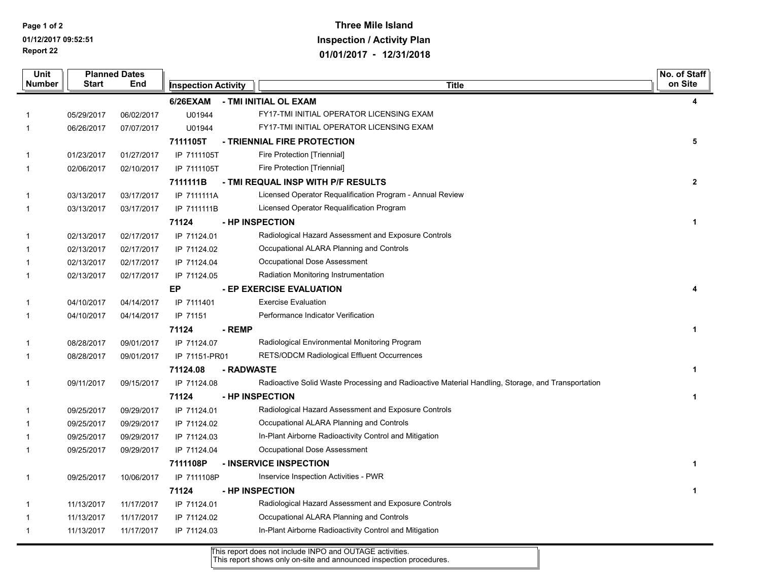# Three Mile Island
## Inspection / Activity Plan
## 01/01/2017 - 12/31/2018

01/12/2017 09:52:51

Report 22

| Unit Number | Planned Dates Start | End | Inspection Activity | Title | No. of Staff on Site |
|---|---|---|---|---|---|
| | | | **6/26EXAM** | **- TMI INITIAL OL EXAM** | **4** |
| 1 | 05/29/2017 | 06/02/2017 | U01944 | FY17-TMI INITIAL OPERATOR LICENSING EXAM | |
| 1 | 06/26/2017 | 07/07/2017 | U01944 | FY17-TMI INITIAL OPERATOR LICENSING EXAM | |
| | | | **7111105T** | **- TRIENNIAL FIRE PROTECTION** | **5** |
| 1 | 01/23/2017 | 01/27/2017 | IP 7111105T | Fire Protection [Triennial] | |
| 1 | 02/06/2017 | 02/10/2017 | IP 7111105T | Fire Protection [Triennial] | |
| | | | **7111111B** | **- TMI REQUAL INSP WITH P/F RESULTS** | **2** |
| 1 | 03/13/2017 | 03/17/2017 | IP 7111111A | Licensed Operator Requalification Program - Annual Review | |
| 1 | 03/13/2017 | 03/17/2017 | IP 7111111B | Licensed Operator Requalification Program | |
| | | | **71124** | **- HP INSPECTION** | **1** |
| 1 | 02/13/2017 | 02/17/2017 | IP 71124.01 | Radiological Hazard Assessment and Exposure Controls | |
| 1 | 02/13/2017 | 02/17/2017 | IP 71124.02 | Occupational ALARA Planning and Controls | |
| 1 | 02/13/2017 | 02/17/2017 | IP 71124.04 | Occupational Dose Assessment | |
| 1 | 02/13/2017 | 02/17/2017 | IP 71124.05 | Radiation Monitoring Instrumentation | |
| | | | **EP** | **- EP EXERCISE EVALUATION** | **4** |
| 1 | 04/10/2017 | 04/14/2017 | IP 7111401 | Exercise Evaluation | |
| 1 | 04/10/2017 | 04/14/2017 | IP 71151 | Performance Indicator Verification | |
| | | | **71124** | **- REMP** | **1** |
| 1 | 08/28/2017 | 09/01/2017 | IP 71124.07 | Radiological Environmental Monitoring Program | |
| 1 | 08/28/2017 | 09/01/2017 | IP 71151-PR01 | RETS/ODCM Radiological Effluent Occurrences | |
| | | | **71124.08** | **- RADWASTE** | **1** |
| 1 | 09/11/2017 | 09/15/2017 | IP 71124.08 | Radioactive Solid Waste Processing and Radioactive Material Handling, Storage, and Transportation | |
| | | | **71124** | **- HP INSPECTION** | **1** |
| 1 | 09/25/2017 | 09/29/2017 | IP 71124.01 | Radiological Hazard Assessment and Exposure Controls | |
| 1 | 09/25/2017 | 09/29/2017 | IP 71124.02 | Occupational ALARA Planning and Controls | |
| 1 | 09/25/2017 | 09/29/2017 | IP 71124.03 | In-Plant Airborne Radioactivity Control and Mitigation | |
| 1 | 09/25/2017 | 09/29/2017 | IP 71124.04 | Occupational Dose Assessment | |
| | | | **7111108P** | **- INSERVICE INSPECTION** | **1** |
| 1 | 09/25/2017 | 10/06/2017 | IP 7111108P | Inservice Inspection Activities - PWR | |
| | | | **71124** | **- HP INSPECTION** | **1** |
| 1 | 11/13/2017 | 11/17/2017 | IP 71124.01 | Radiological Hazard Assessment and Exposure Controls | |
| 1 | 11/13/2017 | 11/17/2017 | IP 71124.02 | Occupational ALARA Planning and Controls | |
| 1 | 11/13/2017 | 11/17/2017 | IP 71124.03 | In-Plant Airborne Radioactivity Control and Mitigation | |

This report does not include INPO and OUTAGE activities.
This report shows only on-site and announced inspection procedures.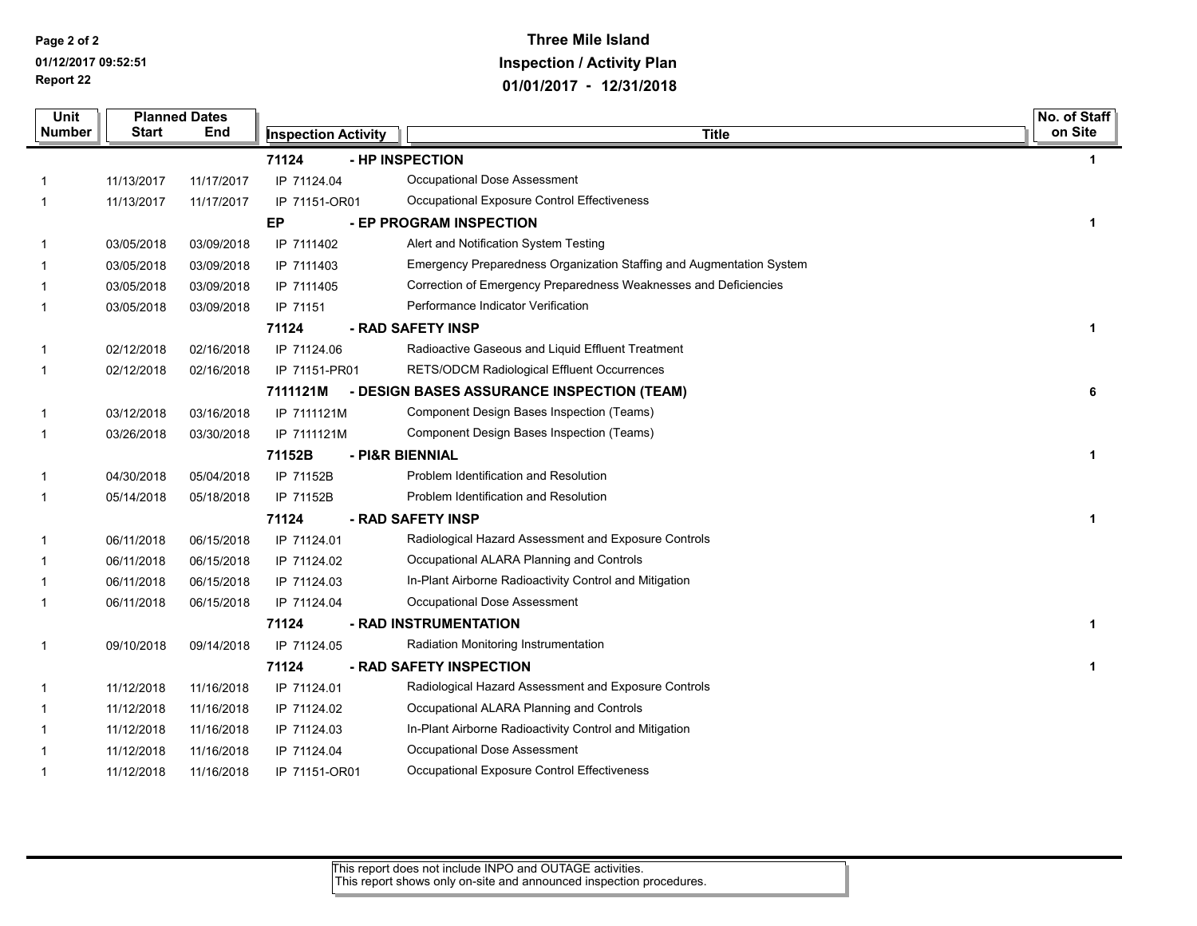# Three Mile Island
## Inspection / Activity Plan
## 01/01/2017 - 12/31/2018

| Unit Number | Planned Dates Start | Planned Dates End | Inspection Activity | Title | No. of Staff on Site |
|---|---|---|---|---|---|
| | | | **71124** | **- HP INSPECTION** | **1** |
| 1 | 11/13/2017 | 11/17/2017 | IP 71124.04 | Occupational Dose Assessment | |
| 1 | 11/13/2017 | 11/17/2017 | IP 71151-OR01 | Occupational Exposure Control Effectiveness | |
| | | | **EP** | **- EP PROGRAM INSPECTION** | **1** |
| 1 | 03/05/2018 | 03/09/2018 | IP 7111402 | Alert and Notification System Testing | |
| 1 | 03/05/2018 | 03/09/2018 | IP 7111403 | Emergency Preparedness Organization Staffing and Augmentation System | |
| 1 | 03/05/2018 | 03/09/2018 | IP 7111405 | Correction of Emergency Preparedness Weaknesses and Deficiencies | |
| 1 | 03/05/2018 | 03/09/2018 | IP 71151 | Performance Indicator Verification | |
| | | | **71124** | **- RAD SAFETY INSP** | **1** |
| 1 | 02/12/2018 | 02/16/2018 | IP 71124.06 | Radioactive Gaseous and Liquid Effluent Treatment | |
| 1 | 02/12/2018 | 02/16/2018 | IP 71151-PR01 | RETS/ODCM Radiological Effluent Occurrences | |
| | | | **7111121M** | **- DESIGN BASES ASSURANCE INSPECTION (TEAM)** | **6** |
| 1 | 03/12/2018 | 03/16/2018 | IP 7111121M | Component Design Bases Inspection (Teams) | |
| 1 | 03/26/2018 | 03/30/2018 | IP 7111121M | Component Design Bases Inspection (Teams) | |
| | | | **71152B** | **- PI&R BIENNIAL** | **1** |
| 1 | 04/30/2018 | 05/04/2018 | IP 71152B | Problem Identification and Resolution | |
| 1 | 05/14/2018 | 05/18/2018 | IP 71152B | Problem Identification and Resolution | |
| | | | **71124** | **- RAD SAFETY INSP** | **1** |
| 1 | 06/11/2018 | 06/15/2018 | IP 71124.01 | Radiological Hazard Assessment and Exposure Controls | |
| 1 | 06/11/2018 | 06/15/2018 | IP 71124.02 | Occupational ALARA Planning and Controls | |
| 1 | 06/11/2018 | 06/15/2018 | IP 71124.03 | In-Plant Airborne Radioactivity Control and Mitigation | |
| 1 | 06/11/2018 | 06/15/2018 | IP 71124.04 | Occupational Dose Assessment | |
| | | | **71124** | **- RAD INSTRUMENTATION** | **1** |
| 1 | 09/10/2018 | 09/14/2018 | IP 71124.05 | Radiation Monitoring Instrumentation | |
| | | | **71124** | **- RAD SAFETY INSPECTION** | **1** |
| 1 | 11/12/2018 | 11/16/2018 | IP 71124.01 | Radiological Hazard Assessment and Exposure Controls | |
| 1 | 11/12/2018 | 11/16/2018 | IP 71124.02 | Occupational ALARA Planning and Controls | |
| 1 | 11/12/2018 | 11/16/2018 | IP 71124.03 | In-Plant Airborne Radioactivity Control and Mitigation | |
| 1 | 11/12/2018 | 11/16/2018 | IP 71124.04 | Occupational Dose Assessment | |
| 1 | 11/12/2018 | 11/16/2018 | IP 71151-OR01 | Occupational Exposure Control Effectiveness | |

This report does not include INPO and OUTAGE activities.
This report shows only on-site and announced inspection procedures.